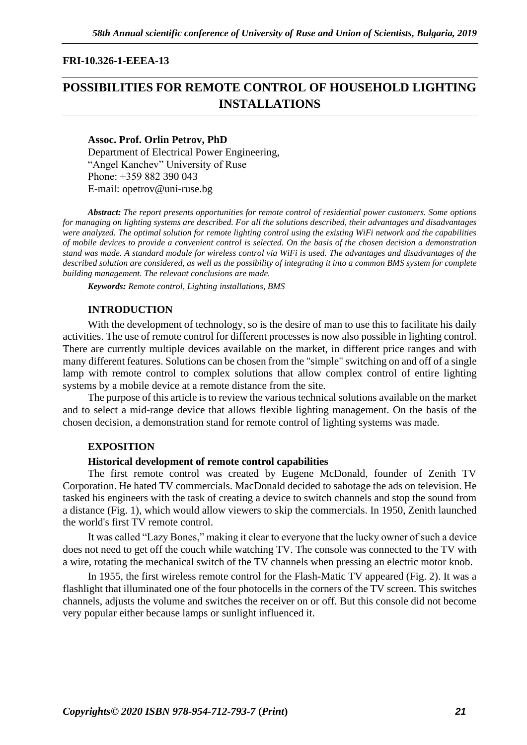FRI-10.326-1-EEEA-13

# POSSIBILITIES FOR REMOTE CONTROL OF HOUSEHOLD LIGHTING INSTALLATIONS

**Assoc. Prof. Orlin Petrov, PhD**
Department of Electrical Power Engineering,
"Angel Kanchev" University of Ruse
Phone: +359 882 390 043
E-mail: opetrov@uni-ruse.bg

***Abstract:*** *The report presents opportunities for remote control of residential power customers. Some options for managing on lighting systems are described. For all the solutions described, their advantages and disadvantages were analyzed. The optimal solution for remote lighting control using the existing WiFi network and the capabilities of mobile devices to provide a convenient control is selected. On the basis of the chosen decision a demonstration stand was made. A standard module for wireless control via WiFi is used. The advantages and disadvantages of the described solution are considered, as well as the possibility of integrating it into a common BMS system for complete building management. The relevant conclusions are made.*

***Keywords:*** *Remote control, Lighting installations, BMS*

## INTRODUCTION

With the development of technology, so is the desire of man to use this to facilitate his daily activities. The use of remote control for different processes is now also possible in lighting control. There are currently multiple devices available on the market, in different price ranges and with many different features. Solutions can be chosen from the "simple" switching on and off of a single lamp with remote control to complex solutions that allow complex control of entire lighting systems by a mobile device at a remote distance from the site.

The purpose of this article is to review the various technical solutions available on the market and to select a mid-range device that allows flexible lighting management. On the basis of the chosen decision, a demonstration stand for remote control of lighting systems was made.

## EXPOSITION

### Historical development of remote control capabilities

The first remote control was created by Eugene McDonald, founder of Zenith TV Corporation. He hated TV commercials. MacDonald decided to sabotage the ads on television. He tasked his engineers with the task of creating a device to switch channels and stop the sound from a distance (Fig. 1), which would allow viewers to skip the commercials. In 1950, Zenith launched the world's first TV remote control.

It was called "Lazy Bones," making it clear to everyone that the lucky owner of such a device does not need to get off the couch while watching TV. The console was connected to the TV with a wire, rotating the mechanical switch of the TV channels when pressing an electric motor knob.

In 1955, the first wireless remote control for the Flash-Matic TV appeared (Fig. 2). It was a flashlight that illuminated one of the four photocells in the corners of the TV screen. This switches channels, adjusts the volume and switches the receiver on or off. But this console did not become very popular either because lamps or sunlight influenced it.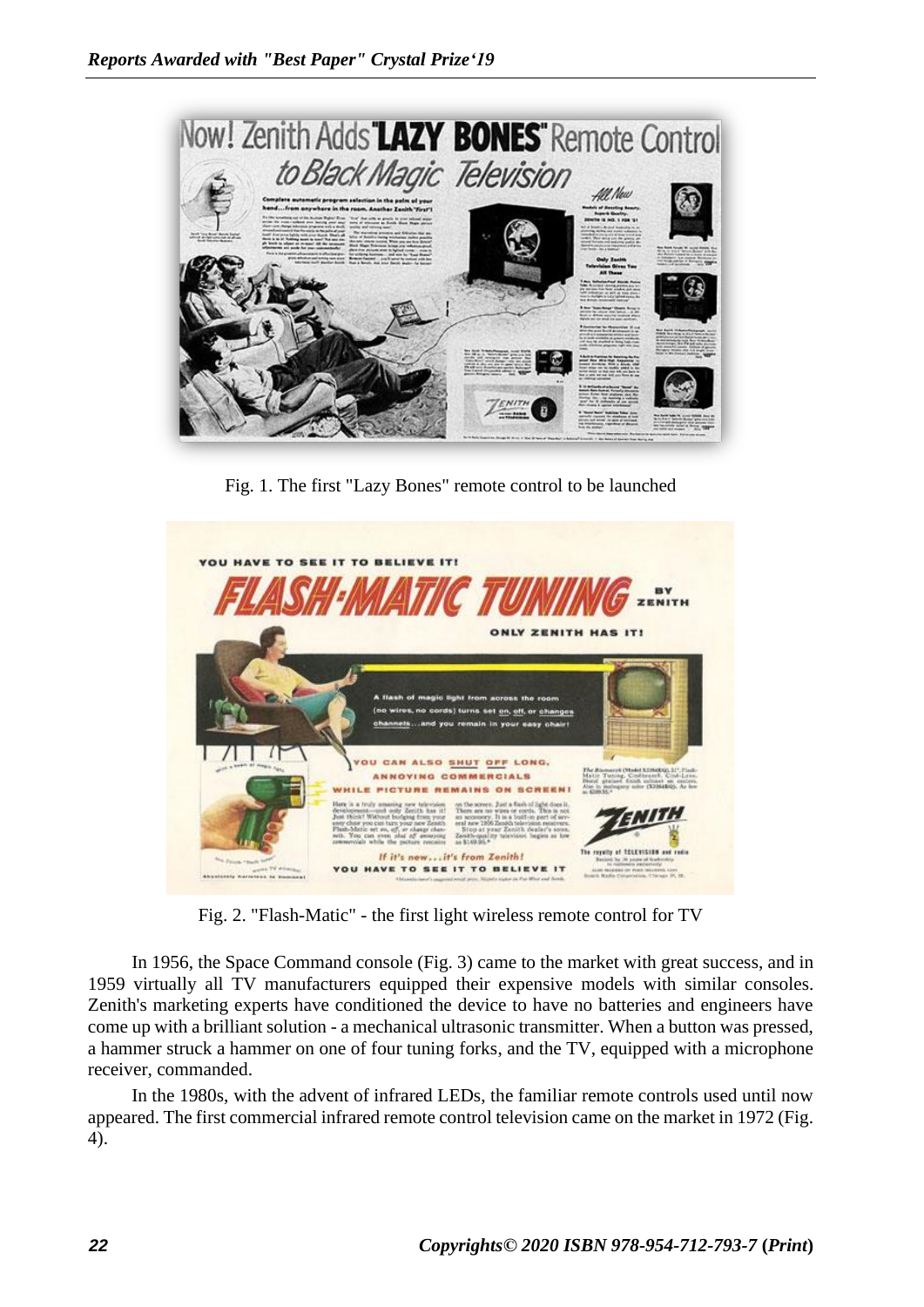Fig. 1. The first "Lazy Bones" remote control to be launched

Fig. 2. "Flash-Matic" - the first light wireless remote control for TV

In 1956, the Space Command console (Fig. 3) came to the market with great success, and in 1959 virtually all TV manufacturers equipped their expensive models with similar consoles. Zenith's marketing experts have conditioned the device to have no batteries and engineers have come up with a brilliant solution - a mechanical ultrasonic transmitter. When a button was pressed, a hammer struck a hammer on one of four tuning forks, and the TV, equipped with a microphone receiver, commanded.

In the 1980s, with the advent of infrared LEDs, the familiar remote controls used until now appeared. The first commercial infrared remote control television came on the market in 1972 (Fig. 4).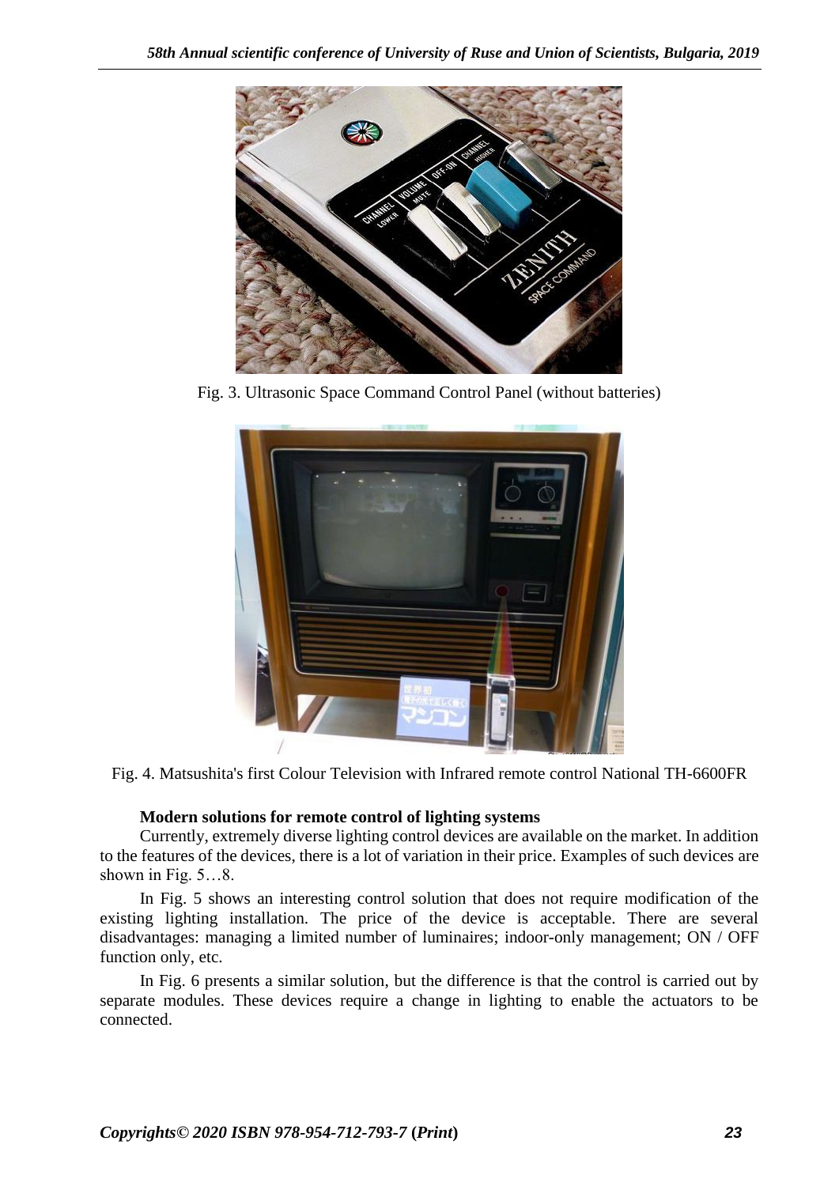Fig. 3. Ultrasonic Space Command Control Panel (without batteries)

Fig. 4. Matsushita's first Colour Television with Infrared remote control National TH-6600FR

**Modern solutions for remote control of lighting systems**

Currently, extremely diverse lighting control devices are available on the market. In addition to the features of the devices, there is a lot of variation in their price. Examples of such devices are shown in Fig. 5…8.

In Fig. 5 shows an interesting control solution that does not require modification of the existing lighting installation. The price of the device is acceptable. There are several disadvantages: managing a limited number of luminaires; indoor-only management; ON / OFF function only, etc.

In Fig. 6 presents a similar solution, but the difference is that the control is carried out by separate modules. These devices require a change in lighting to enable the actuators to be connected.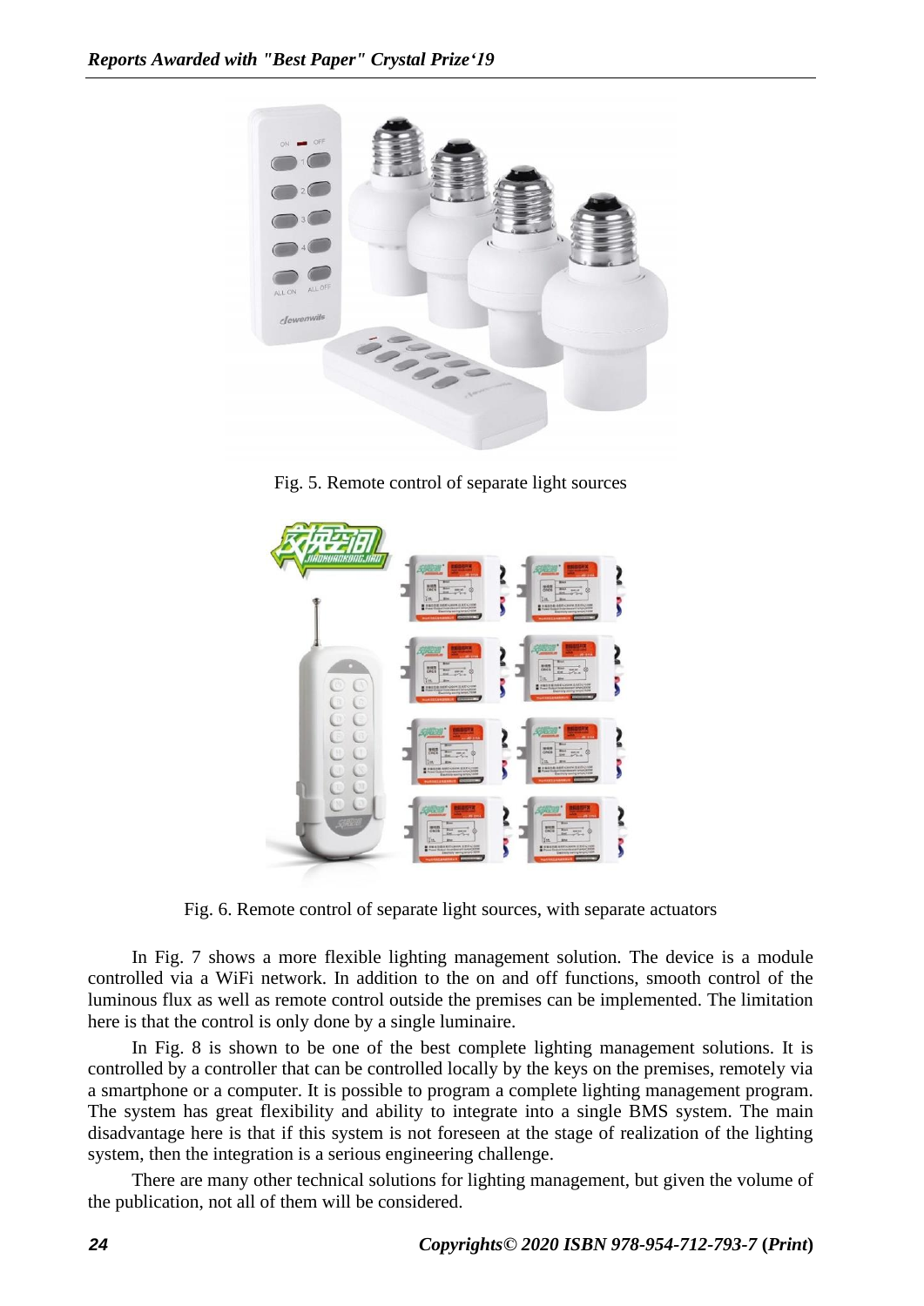Fig. 5. Remote control of separate light sources

Fig. 6. Remote control of separate light sources, with separate actuators

In Fig. 7 shows a more flexible lighting management solution. The device is a module controlled via a WiFi network. In addition to the on and off functions, smooth control of the luminous flux as well as remote control outside the premises can be implemented. The limitation here is that the control is only done by a single luminaire.

In Fig. 8 is shown to be one of the best complete lighting management solutions. It is controlled by a controller that can be controlled locally by the keys on the premises, remotely via a smartphone or a computer. It is possible to program a complete lighting management program. The system has great flexibility and ability to integrate into a single BMS system. The main disadvantage here is that if this system is not foreseen at the stage of realization of the lighting system, then the integration is a serious engineering challenge.

There are many other technical solutions for lighting management, but given the volume of the publication, not all of them will be considered.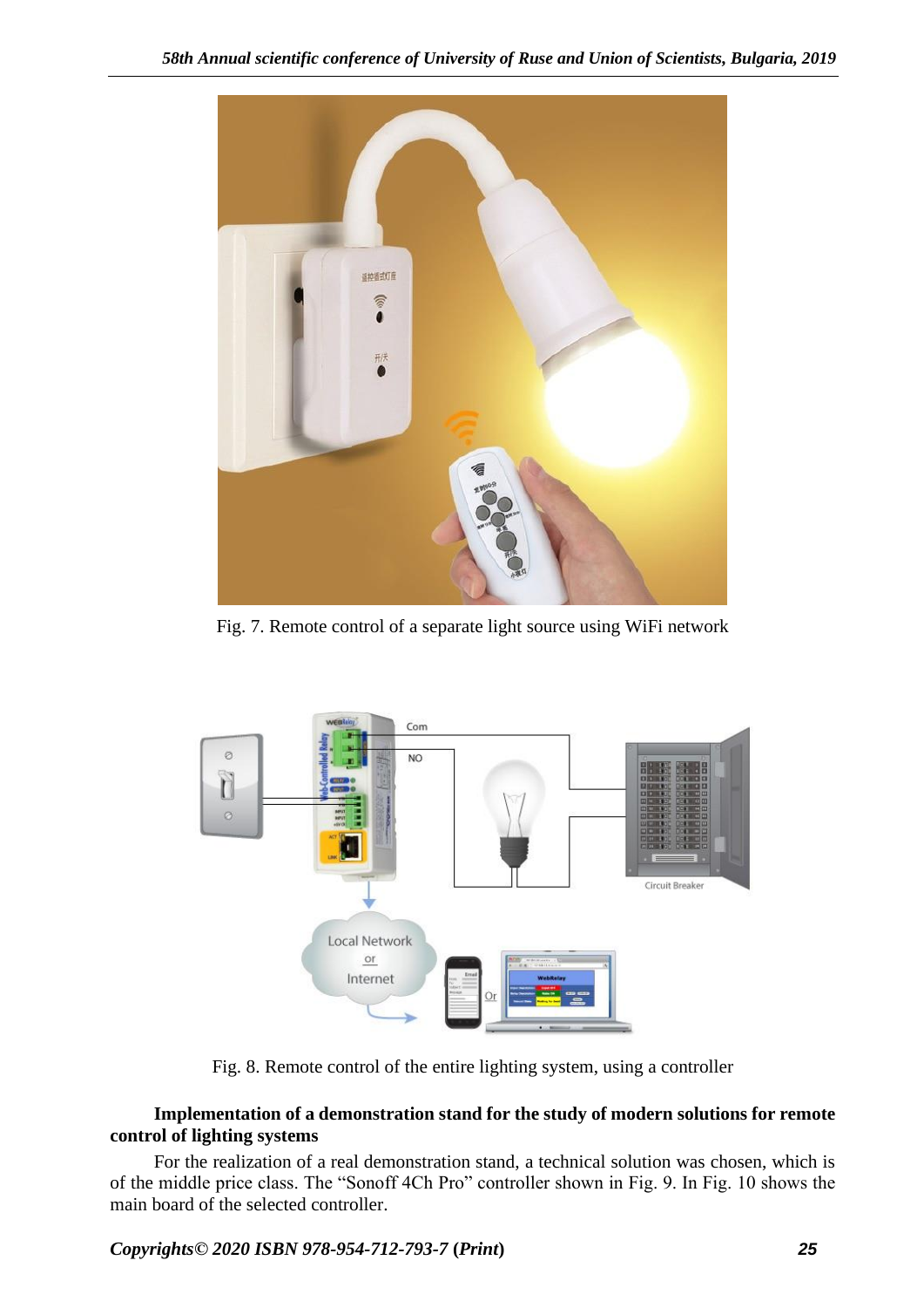Fig. 7. Remote control of a separate light source using WiFi network

Fig. 8. Remote control of the entire lighting system, using a controller

**Implementation of a demonstration stand for the study of modern solutions for remote control of lighting systems**

For the realization of a real demonstration stand, a technical solution was chosen, which is of the middle price class. The "Sonoff 4Ch Pro" controller shown in Fig. 9. In Fig. 10 shows the main board of the selected controller.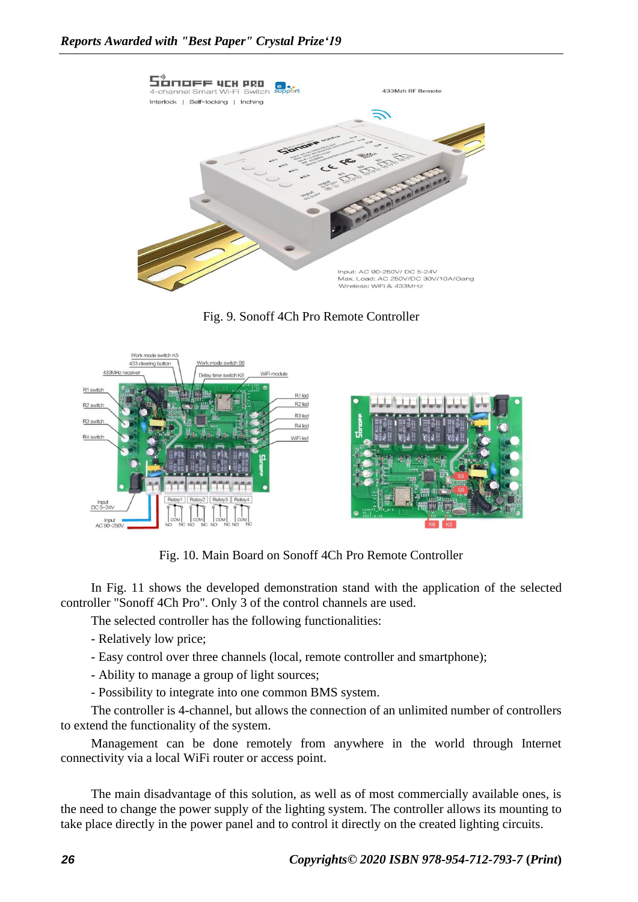Fig. 9. Sonoff 4Ch Pro Remote Controller

Fig. 10. Main Board on Sonoff 4Ch Pro Remote Controller

In Fig. 11 shows the developed demonstration stand with the application of the selected controller "Sonoff 4Ch Pro". Only 3 of the control channels are used.

The selected controller has the following functionalities:

- Relatively low price;
- Easy control over three channels (local, remote controller and smartphone);
- Ability to manage a group of light sources;
- Possibility to integrate into one common BMS system.

The controller is 4-channel, but allows the connection of an unlimited number of controllers to extend the functionality of the system.

Management can be done remotely from anywhere in the world through Internet connectivity via a local WiFi router or access point.

The main disadvantage of this solution, as well as of most commercially available ones, is the need to change the power supply of the lighting system. The controller allows its mounting to take place directly in the power panel and to control it directly on the created lighting circuits.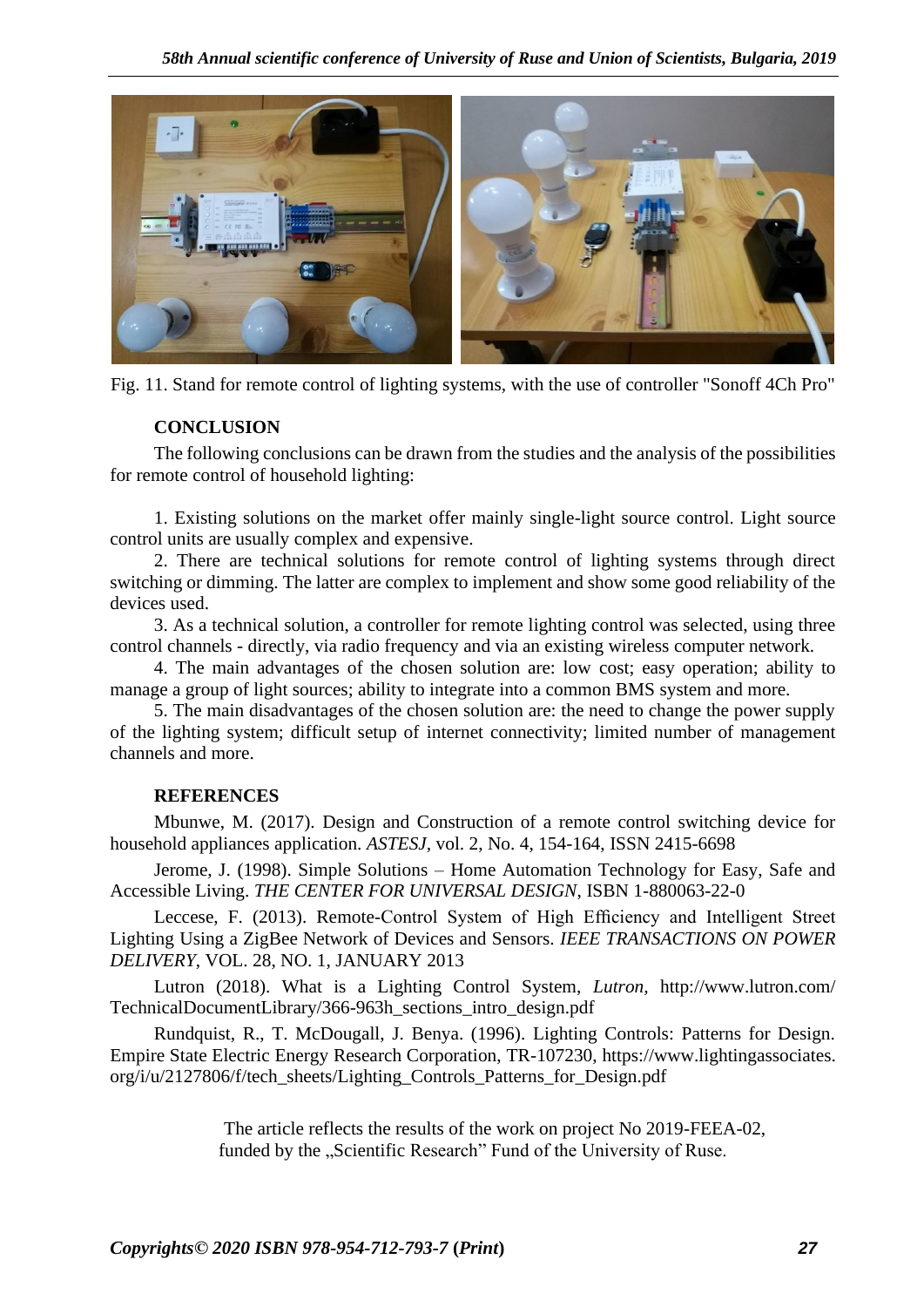Fig. 11. Stand for remote control of lighting systems, with the use of controller "Sonoff 4Ch Pro"

## CONCLUSION

The following conclusions can be drawn from the studies and the analysis of the possibilities for remote control of household lighting:

1. Existing solutions on the market offer mainly single-light source control. Light source control units are usually complex and expensive.
2. There are technical solutions for remote control of lighting systems through direct switching or dimming. The latter are complex to implement and show some good reliability of the devices used.
3. As a technical solution, a controller for remote lighting control was selected, using three control channels - directly, via radio frequency and via an existing wireless computer network.
4. The main advantages of the chosen solution are: low cost; easy operation; ability to manage a group of light sources; ability to integrate into a common BMS system and more.
5. The main disadvantages of the chosen solution are: the need to change the power supply of the lighting system; difficult setup of internet connectivity; limited number of management channels and more.

## REFERENCES

Mbunwe, M. (2017). Design and Construction of a remote control switching device for household appliances application. *ASTESJ*, vol. 2, No. 4, 154-164, ISSN 2415-6698

Jerome, J. (1998). Simple Solutions – Home Automation Technology for Easy, Safe and Accessible Living. *THE CENTER FOR UNIVERSAL DESIGN*, ISBN 1-880063-22-0

Leccese, F. (2013). Remote-Control System of High Efficiency and Intelligent Street Lighting Using a ZigBee Network of Devices and Sensors. *IEEE TRANSACTIONS ON POWER DELIVERY*, VOL. 28, NO. 1, JANUARY 2013

Lutron (2018). What is a Lighting Control System, *Lutron*, http://www.lutron.com/TechnicalDocumentLibrary/366-963h_sections_intro_design.pdf

Rundquist, R., T. McDougall, J. Benya. (1996). Lighting Controls: Patterns for Design. Empire State Electric Energy Research Corporation, TR-107230, https://www.lightingassociates.org/i/u/2127806/f/tech_sheets/Lighting_Controls_Patterns_for_Design.pdf

The article reflects the results of the work on project No 2019-FEEA-02, funded by the „Scientific Research" Fund of the University of Ruse.